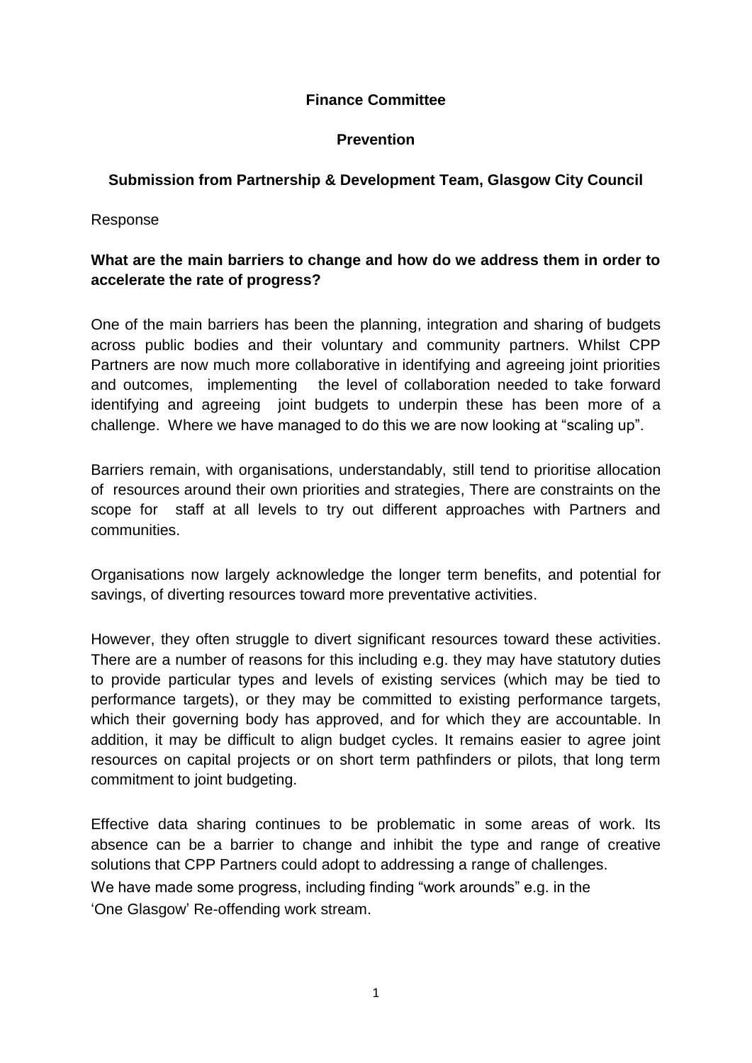**Finance Committee**

**Prevention**

**Submission from Partnership & Development Team, Glasgow City Council**

Response

**What are the main barriers to change and how do we address them in order to accelerate the rate of progress?**

One of the main barriers has been the planning, integration and sharing of budgets across public bodies and their voluntary and community partners. Whilst CPP Partners are now much more collaborative in identifying and agreeing joint priorities and outcomes, implementing the level of collaboration needed to take forward identifying and agreeing joint budgets to underpin these has been more of a challenge. Where we have managed to do this we are now looking at "scaling up".

Barriers remain, with organisations, understandably, still tend to prioritise allocation of resources around their own priorities and strategies, There are constraints on the scope for staff at all levels to try out different approaches with Partners and communities.

Organisations now largely acknowledge the longer term benefits, and potential for savings, of diverting resources toward more preventative activities.

However, they often struggle to divert significant resources toward these activities. There are a number of reasons for this including e.g. they may have statutory duties to provide particular types and levels of existing services (which may be tied to performance targets), or they may be committed to existing performance targets, which their governing body has approved, and for which they are accountable. In addition, it may be difficult to align budget cycles. It remains easier to agree joint resources on capital projects or on short term pathfinders or pilots, that long term commitment to joint budgeting.

Effective data sharing continues to be problematic in some areas of work. Its absence can be a barrier to change and inhibit the type and range of creative solutions that CPP Partners could adopt to addressing a range of challenges.
We have made some progress, including finding "work arounds" e.g. in the 'One Glasgow' Re-offending work stream.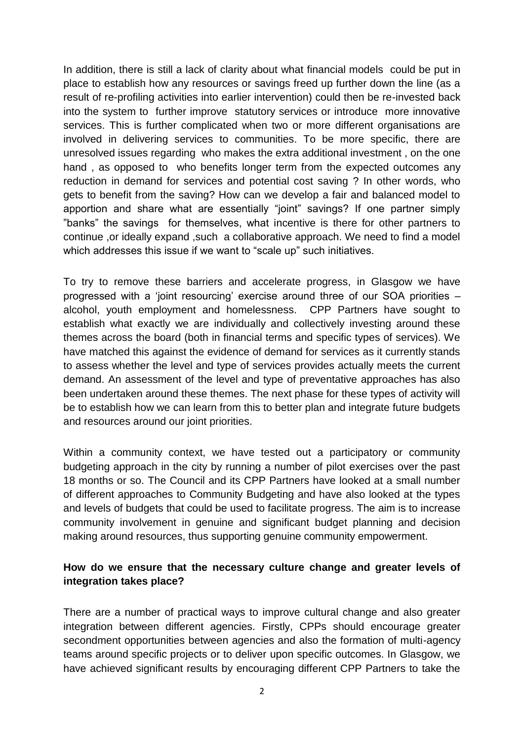In addition, there is still a lack of clarity about what financial models could be put in place to establish how any resources or savings freed up further down the line (as a result of re-profiling activities into earlier intervention) could then be re-invested back into the system to further improve statutory services or introduce more innovative services. This is further complicated when two or more different organisations are involved in delivering services to communities. To be more specific, there are unresolved issues regarding who makes the extra additional investment , on the one hand , as opposed to who benefits longer term from the expected outcomes any reduction in demand for services and potential cost saving ? In other words, who gets to benefit from the saving? How can we develop a fair and balanced model to apportion and share what are essentially "joint" savings? If one partner simply "banks" the savings for themselves, what incentive is there for other partners to continue ,or ideally expand ,such a collaborative approach. We need to find a model which addresses this issue if we want to "scale up" such initiatives.

To try to remove these barriers and accelerate progress, in Glasgow we have progressed with a 'joint resourcing' exercise around three of our SOA priorities – alcohol, youth employment and homelessness. CPP Partners have sought to establish what exactly we are individually and collectively investing around these themes across the board (both in financial terms and specific types of services). We have matched this against the evidence of demand for services as it currently stands to assess whether the level and type of services provides actually meets the current demand. An assessment of the level and type of preventative approaches has also been undertaken around these themes. The next phase for these types of activity will be to establish how we can learn from this to better plan and integrate future budgets and resources around our joint priorities.

Within a community context, we have tested out a participatory or community budgeting approach in the city by running a number of pilot exercises over the past 18 months or so. The Council and its CPP Partners have looked at a small number of different approaches to Community Budgeting and have also looked at the types and levels of budgets that could be used to facilitate progress. The aim is to increase community involvement in genuine and significant budget planning and decision making around resources, thus supporting genuine community empowerment.

**How do we ensure that the necessary culture change and greater levels of integration takes place?**

There are a number of practical ways to improve cultural change and also greater integration between different agencies. Firstly, CPPs should encourage greater secondment opportunities between agencies and also the formation of multi-agency teams around specific projects or to deliver upon specific outcomes. In Glasgow, we have achieved significant results by encouraging different CPP Partners to take the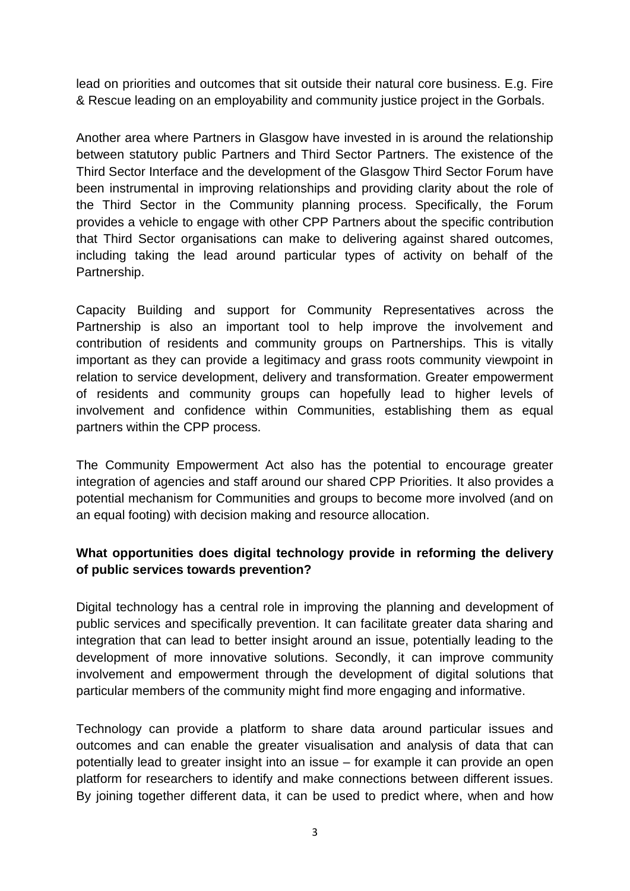lead on priorities and outcomes that sit outside their natural core business. E.g. Fire & Rescue leading on an employability and community justice project in the Gorbals.

Another area where Partners in Glasgow have invested in is around the relationship between statutory public Partners and Third Sector Partners. The existence of the Third Sector Interface and the development of the Glasgow Third Sector Forum have been instrumental in improving relationships and providing clarity about the role of the Third Sector in the Community planning process. Specifically, the Forum provides a vehicle to engage with other CPP Partners about the specific contribution that Third Sector organisations can make to delivering against shared outcomes, including taking the lead around particular types of activity on behalf of the Partnership.

Capacity Building and support for Community Representatives across the Partnership is also an important tool to help improve the involvement and contribution of residents and community groups on Partnerships. This is vitally important as they can provide a legitimacy and grass roots community viewpoint in relation to service development, delivery and transformation. Greater empowerment of residents and community groups can hopefully lead to higher levels of involvement and confidence within Communities, establishing them as equal partners within the CPP process.

The Community Empowerment Act also has the potential to encourage greater integration of agencies and staff around our shared CPP Priorities. It also provides a potential mechanism for Communities and groups to become more involved (and on an equal footing) with decision making and resource allocation.

**What opportunities does digital technology provide in reforming the delivery of public services towards prevention?**

Digital technology has a central role in improving the planning and development of public services and specifically prevention. It can facilitate greater data sharing and integration that can lead to better insight around an issue, potentially leading to the development of more innovative solutions. Secondly, it can improve community involvement and empowerment through the development of digital solutions that particular members of the community might find more engaging and informative.

Technology can provide a platform to share data around particular issues and outcomes and can enable the greater visualisation and analysis of data that can potentially lead to greater insight into an issue – for example it can provide an open platform for researchers to identify and make connections between different issues. By joining together different data, it can be used to predict where, when and how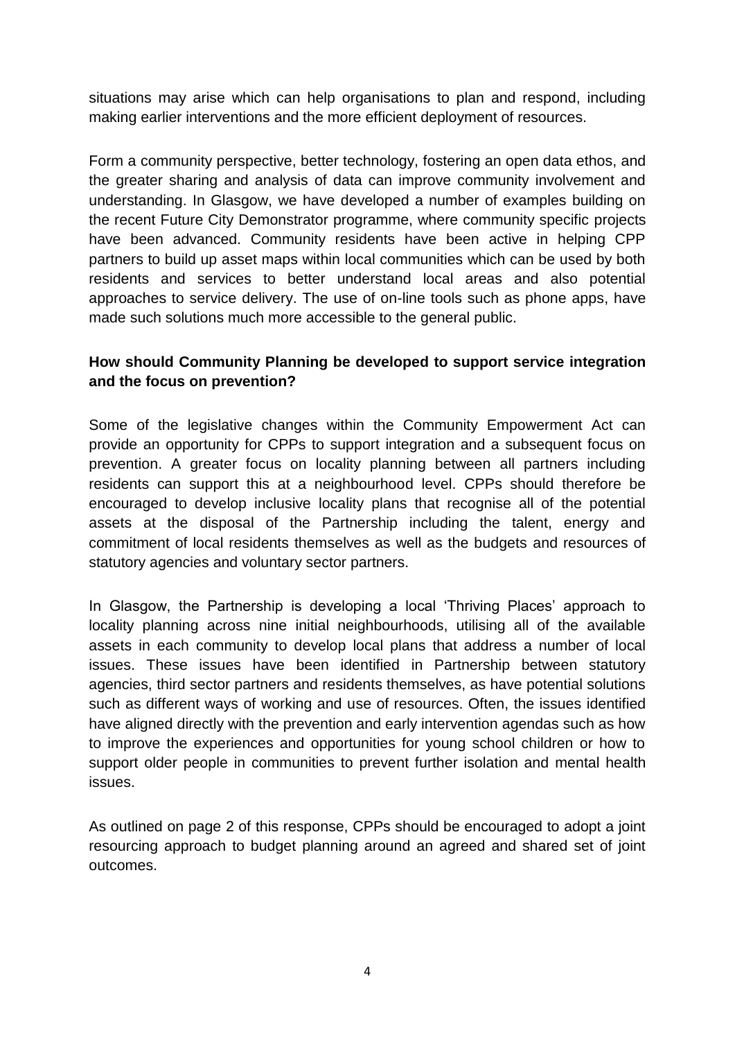situations may arise which can help organisations to plan and respond, including making earlier interventions and the more efficient deployment of resources.

Form a community perspective, better technology, fostering an open data ethos, and the greater sharing and analysis of data can improve community involvement and understanding. In Glasgow, we have developed a number of examples building on the recent Future City Demonstrator programme, where community specific projects have been advanced. Community residents have been active in helping CPP partners to build up asset maps within local communities which can be used by both residents and services to better understand local areas and also potential approaches to service delivery. The use of on-line tools such as phone apps, have made such solutions much more accessible to the general public.

**How should Community Planning be developed to support service integration and the focus on prevention?**

Some of the legislative changes within the Community Empowerment Act can provide an opportunity for CPPs to support integration and a subsequent focus on prevention. A greater focus on locality planning between all partners including residents can support this at a neighbourhood level. CPPs should therefore be encouraged to develop inclusive locality plans that recognise all of the potential assets at the disposal of the Partnership including the talent, energy and commitment of local residents themselves as well as the budgets and resources of statutory agencies and voluntary sector partners.

In Glasgow, the Partnership is developing a local 'Thriving Places' approach to locality planning across nine initial neighbourhoods, utilising all of the available assets in each community to develop local plans that address a number of local issues. These issues have been identified in Partnership between statutory agencies, third sector partners and residents themselves, as have potential solutions such as different ways of working and use of resources. Often, the issues identified have aligned directly with the prevention and early intervention agendas such as how to improve the experiences and opportunities for young school children or how to support older people in communities to prevent further isolation and mental health issues.

As outlined on page 2 of this response, CPPs should be encouraged to adopt a joint resourcing approach to budget planning around an agreed and shared set of joint outcomes.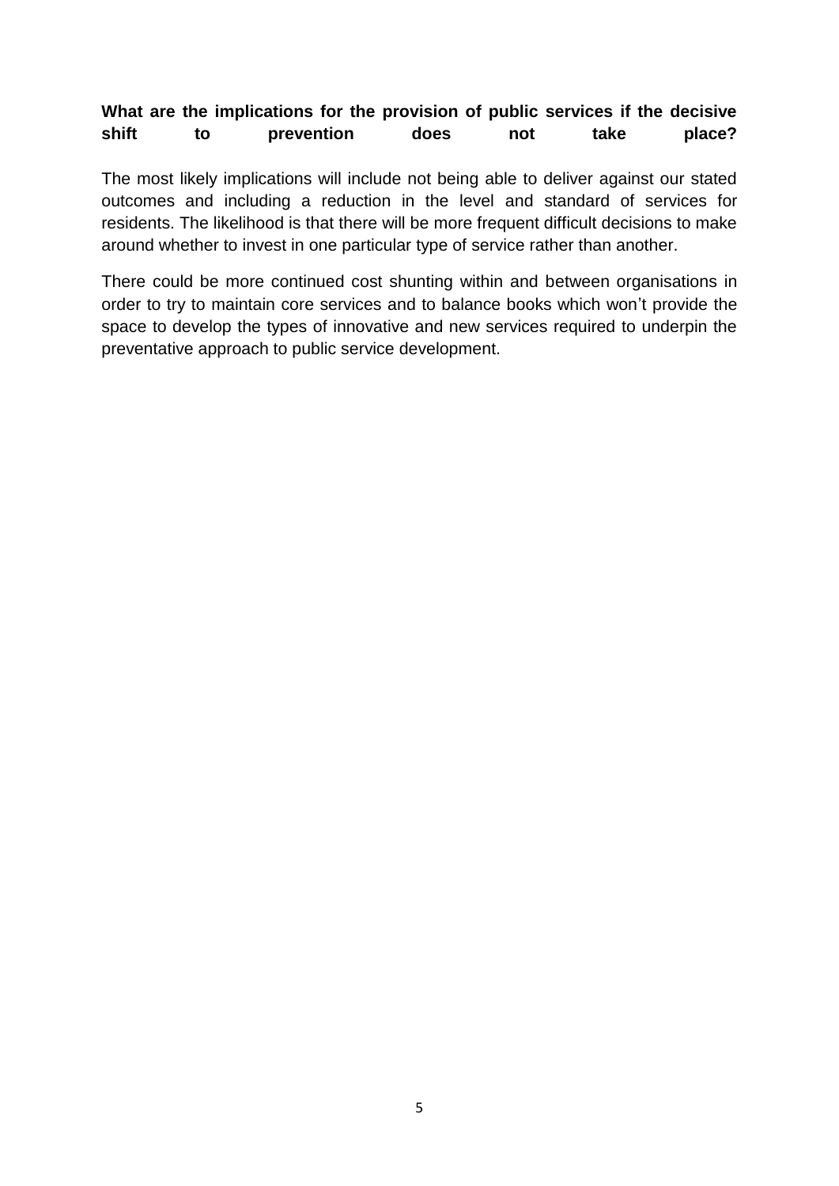**What are the implications for the provision of public services if the decisive shift to prevention does not take place?**

The most likely implications will include not being able to deliver against our stated outcomes and including a reduction in the level and standard of services for residents. The likelihood is that there will be more frequent difficult decisions to make around whether to invest in one particular type of service rather than another.

There could be more continued cost shunting within and between organisations in order to try to maintain core services and to balance books which won't provide the space to develop the types of innovative and new services required to underpin the preventative approach to public service development.